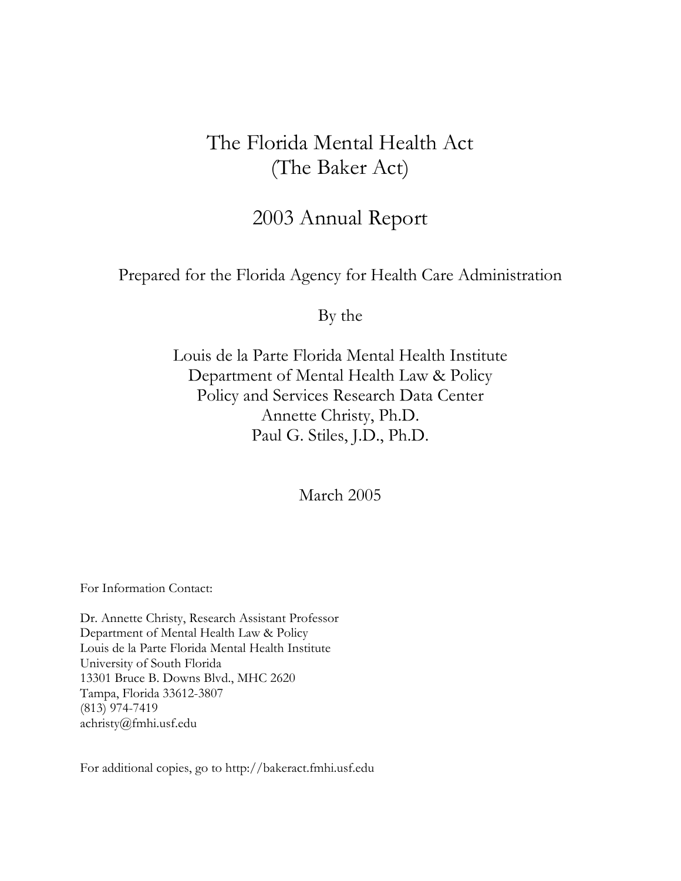# The Florida Mental Health Act
# (The Baker Act)

## 2003 Annual Report

Prepared for the Florida Agency for Health Care Administration

By the

Louis de la Parte Florida Mental Health Institute
Department of Mental Health Law & Policy
Policy and Services Research Data Center
Annette Christy, Ph.D.
Paul G. Stiles, J.D., Ph.D.

March 2005

For Information Contact:

Dr. Annette Christy, Research Assistant Professor
Department of Mental Health Law & Policy
Louis de la Parte Florida Mental Health Institute
University of South Florida
13301 Bruce B. Downs Blvd., MHC 2620
Tampa, Florida 33612-3807
(813) 974-7419
achristy@fmhi.usf.edu

For additional copies, go to http://bakeract.fmhi.usf.edu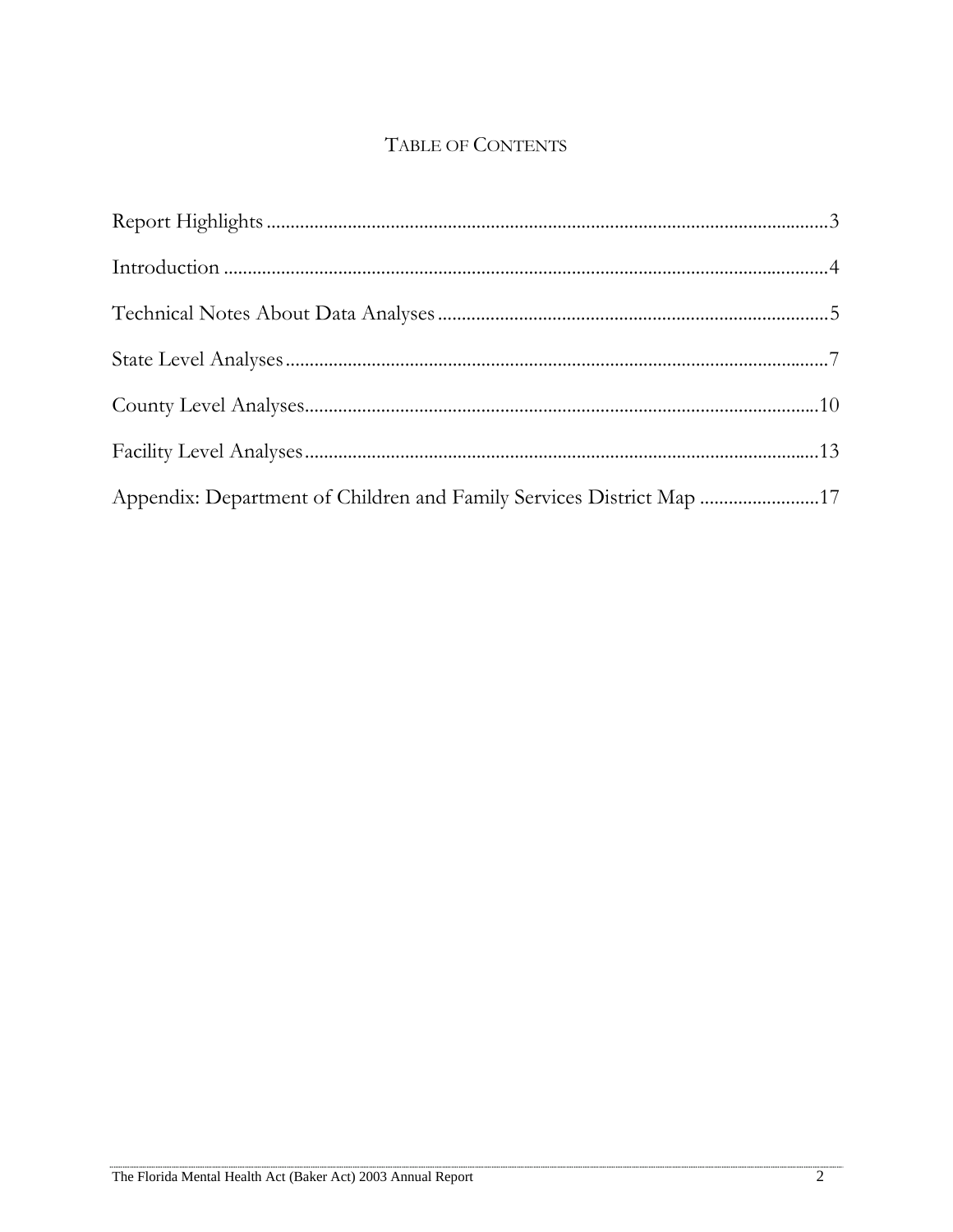## TABLE OF CONTENTS

Report Highlights ....................................................................................................................3

Introduction ............................................................................................................................4

Technical Notes About Data Analyses ...............................................................................5

State Level Analyses ..............................................................................................................7

County Level Analyses.........................................................................................................10

Facility Level Analyses.........................................................................................................13

Appendix: Department of Children and Family Services District Map ........................17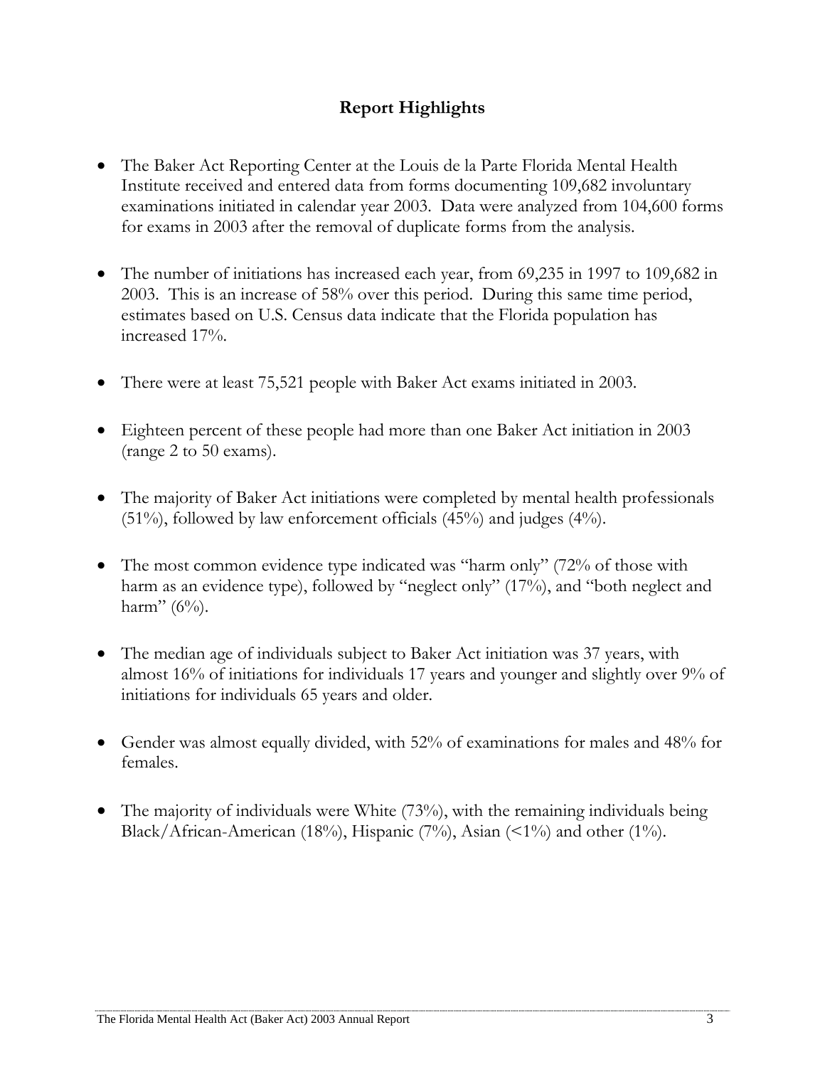## Report Highlights

- The Baker Act Reporting Center at the Louis de la Parte Florida Mental Health Institute received and entered data from forms documenting 109,682 involuntary examinations initiated in calendar year 2003. Data were analyzed from 104,600 forms for exams in 2003 after the removal of duplicate forms from the analysis.

- The number of initiations has increased each year, from 69,235 in 1997 to 109,682 in 2003. This is an increase of 58% over this period. During this same time period, estimates based on U.S. Census data indicate that the Florida population has increased 17%.

- There were at least 75,521 people with Baker Act exams initiated in 2003.

- Eighteen percent of these people had more than one Baker Act initiation in 2003 (range 2 to 50 exams).

- The majority of Baker Act initiations were completed by mental health professionals (51%), followed by law enforcement officials (45%) and judges (4%).

- The most common evidence type indicated was "harm only" (72% of those with harm as an evidence type), followed by "neglect only" (17%), and "both neglect and harm" (6%).

- The median age of individuals subject to Baker Act initiation was 37 years, with almost 16% of initiations for individuals 17 years and younger and slightly over 9% of initiations for individuals 65 years and older.

- Gender was almost equally divided, with 52% of examinations for males and 48% for females.

- The majority of individuals were White (73%), with the remaining individuals being Black/African-American (18%), Hispanic (7%), Asian (<1%) and other (1%).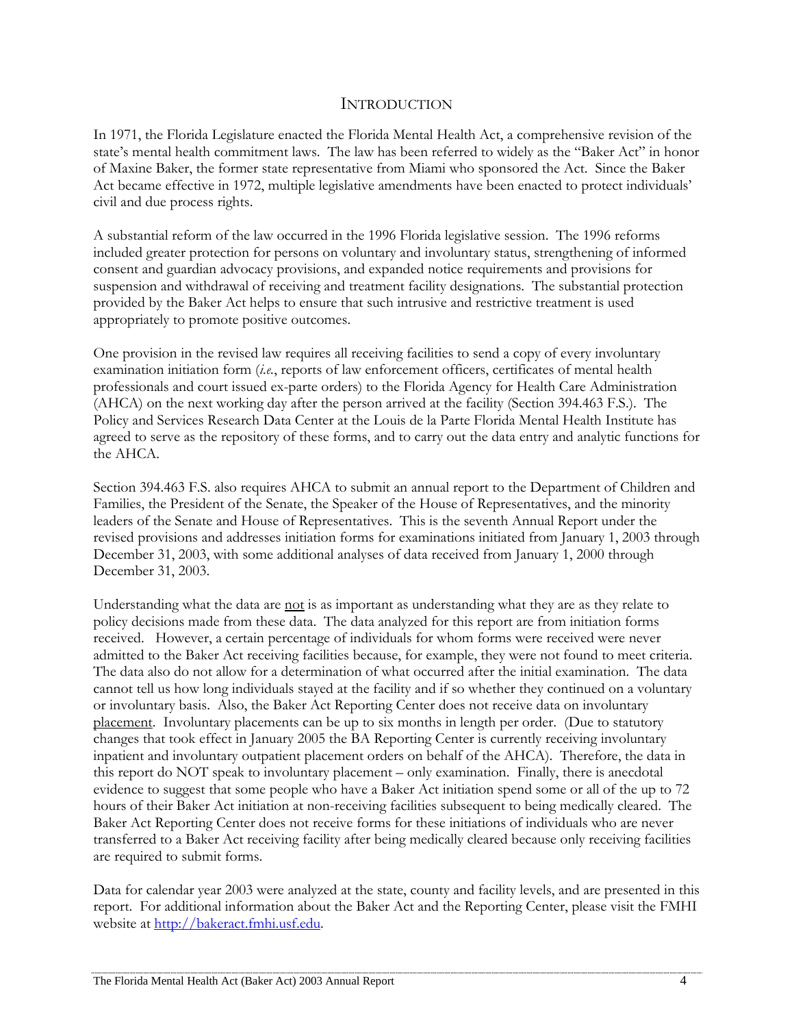# INTRODUCTION

In 1971, the Florida Legislature enacted the Florida Mental Health Act, a comprehensive revision of the state's mental health commitment laws. The law has been referred to widely as the "Baker Act" in honor of Maxine Baker, the former state representative from Miami who sponsored the Act. Since the Baker Act became effective in 1972, multiple legislative amendments have been enacted to protect individuals' civil and due process rights.

A substantial reform of the law occurred in the 1996 Florida legislative session. The 1996 reforms included greater protection for persons on voluntary and involuntary status, strengthening of informed consent and guardian advocacy provisions, and expanded notice requirements and provisions for suspension and withdrawal of receiving and treatment facility designations. The substantial protection provided by the Baker Act helps to ensure that such intrusive and restrictive treatment is used appropriately to promote positive outcomes.

One provision in the revised law requires all receiving facilities to send a copy of every involuntary examination initiation form (*i.e.*, reports of law enforcement officers, certificates of mental health professionals and court issued ex-parte orders) to the Florida Agency for Health Care Administration (AHCA) on the next working day after the person arrived at the facility (Section 394.463 F.S.). The Policy and Services Research Data Center at the Louis de la Parte Florida Mental Health Institute has agreed to serve as the repository of these forms, and to carry out the data entry and analytic functions for the AHCA.

Section 394.463 F.S. also requires AHCA to submit an annual report to the Department of Children and Families, the President of the Senate, the Speaker of the House of Representatives, and the minority leaders of the Senate and House of Representatives. This is the seventh Annual Report under the revised provisions and addresses initiation forms for examinations initiated from January 1, 2003 through December 31, 2003, with some additional analyses of data received from January 1, 2000 through December 31, 2003.

Understanding what the data are <u>not</u> is as important as understanding what they are as they relate to policy decisions made from these data. The data analyzed for this report are from initiation forms received. However, a certain percentage of individuals for whom forms were received were never admitted to the Baker Act receiving facilities because, for example, they were not found to meet criteria. The data also do not allow for a determination of what occurred after the initial examination. The data cannot tell us how long individuals stayed at the facility and if so whether they continued on a voluntary or involuntary basis. Also, the Baker Act Reporting Center does not receive data on involuntary <u>placement</u>. Involuntary placements can be up to six months in length per order. (Due to statutory changes that took effect in January 2005 the BA Reporting Center is currently receiving involuntary inpatient and involuntary outpatient placement orders on behalf of the AHCA). Therefore, the data in this report do NOT speak to involuntary placement – only examination. Finally, there is anecdotal evidence to suggest that some people who have a Baker Act initiation spend some or all of the up to 72 hours of their Baker Act initiation at non-receiving facilities subsequent to being medically cleared. The Baker Act Reporting Center does not receive forms for these initiations of individuals who are never transferred to a Baker Act receiving facility after being medically cleared because only receiving facilities are required to submit forms.

Data for calendar year 2003 were analyzed at the state, county and facility levels, and are presented in this report. For additional information about the Baker Act and the Reporting Center, please visit the FMHI website at http://bakeract.fmhi.usf.edu.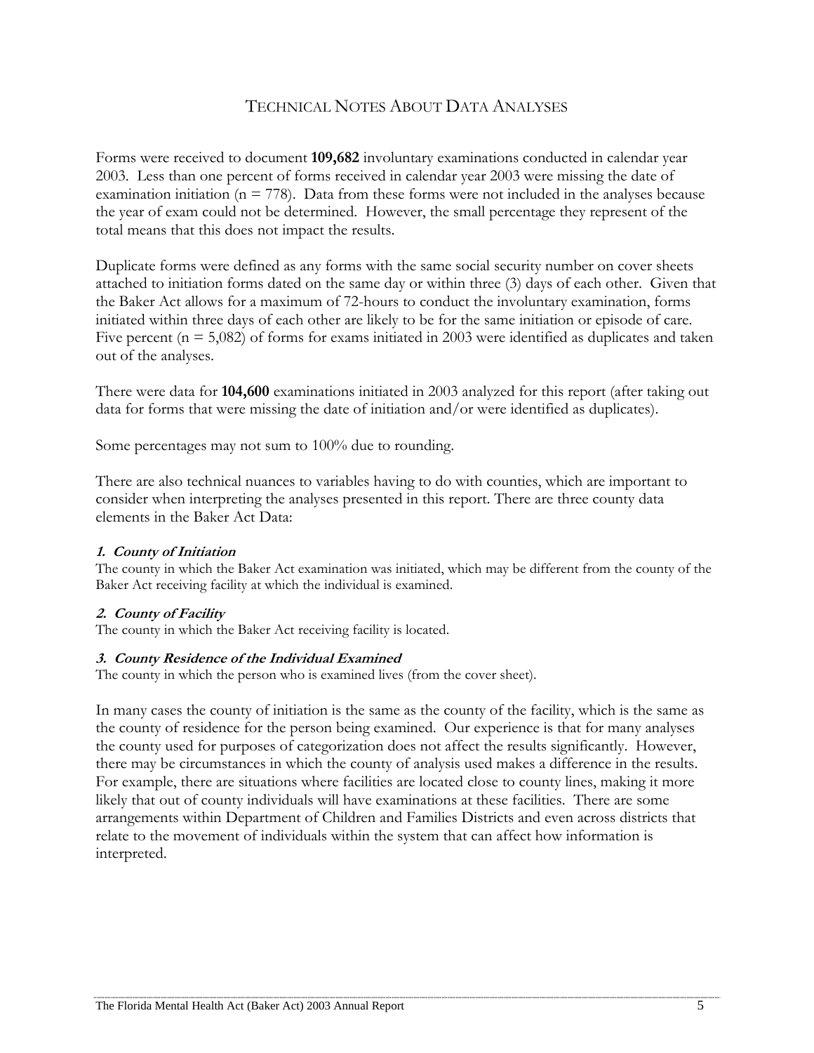# TECHNICAL NOTES ABOUT DATA ANALYSES

Forms were received to document **109,682** involuntary examinations conducted in calendar year 2003. Less than one percent of forms received in calendar year 2003 were missing the date of examination initiation (n = 778). Data from these forms were not included in the analyses because the year of exam could not be determined. However, the small percentage they represent of the total means that this does not impact the results.

Duplicate forms were defined as any forms with the same social security number on cover sheets attached to initiation forms dated on the same day or within three (3) days of each other. Given that the Baker Act allows for a maximum of 72-hours to conduct the involuntary examination, forms initiated within three days of each other are likely to be for the same initiation or episode of care. Five percent (n = 5,082) of forms for exams initiated in 2003 were identified as duplicates and taken out of the analyses.

There were data for **104,600** examinations initiated in 2003 analyzed for this report (after taking out data for forms that were missing the date of initiation and/or were identified as duplicates).

Some percentages may not sum to 100% due to rounding.

There are also technical nuances to variables having to do with counties, which are important to consider when interpreting the analyses presented in this report. There are three county data elements in the Baker Act Data:

***1. County of Initiation***

The county in which the Baker Act examination was initiated, which may be different from the county of the Baker Act receiving facility at which the individual is examined.

***2. County of Facility***

The county in which the Baker Act receiving facility is located.

***3. County Residence of the Individual Examined***

The county in which the person who is examined lives (from the cover sheet).

In many cases the county of initiation is the same as the county of the facility, which is the same as the county of residence for the person being examined. Our experience is that for many analyses the county used for purposes of categorization does not affect the results significantly. However, there may be circumstances in which the county of analysis used makes a difference in the results. For example, there are situations where facilities are located close to county lines, making it more likely that out of county individuals will have examinations at these facilities. There are some arrangements within Department of Children and Families Districts and even across districts that relate to the movement of individuals within the system that can affect how information is interpreted.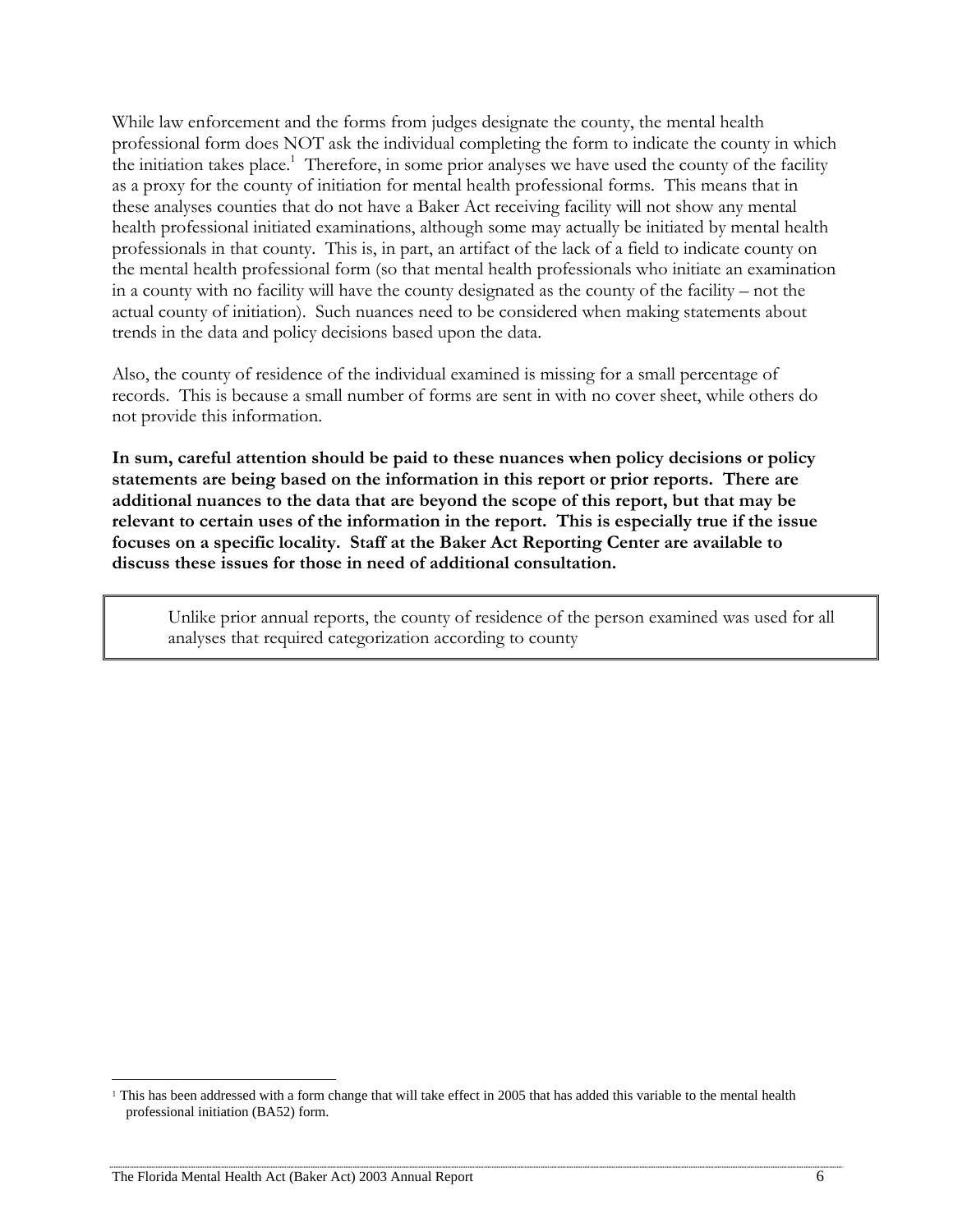While law enforcement and the forms from judges designate the county, the mental health professional form does NOT ask the individual completing the form to indicate the county in which the initiation takes place.[1] Therefore, in some prior analyses we have used the county of the facility as a proxy for the county of initiation for mental health professional forms. This means that in these analyses counties that do not have a Baker Act receiving facility will not show any mental health professional initiated examinations, although some may actually be initiated by mental health professionals in that county. This is, in part, an artifact of the lack of a field to indicate county on the mental health professional form (so that mental health professionals who initiate an examination in a county with no facility will have the county designated as the county of the facility – not the actual county of initiation). Such nuances need to be considered when making statements about trends in the data and policy decisions based upon the data.

Also, the county of residence of the individual examined is missing for a small percentage of records. This is because a small number of forms are sent in with no cover sheet, while others do not provide this information.

**In sum, careful attention should be paid to these nuances when policy decisions or policy statements are being based on the information in this report or prior reports. There are additional nuances to the data that are beyond the scope of this report, but that may be relevant to certain uses of the information in the report. This is especially true if the issue focuses on a specific locality. Staff at the Baker Act Reporting Center are available to discuss these issues for those in need of additional consultation.**

> Unlike prior annual reports, the county of residence of the person examined was used for all analyses that required categorization according to county

[1] This has been addressed with a form change that will take effect in 2005 that has added this variable to the mental health professional initiation (BA52) form.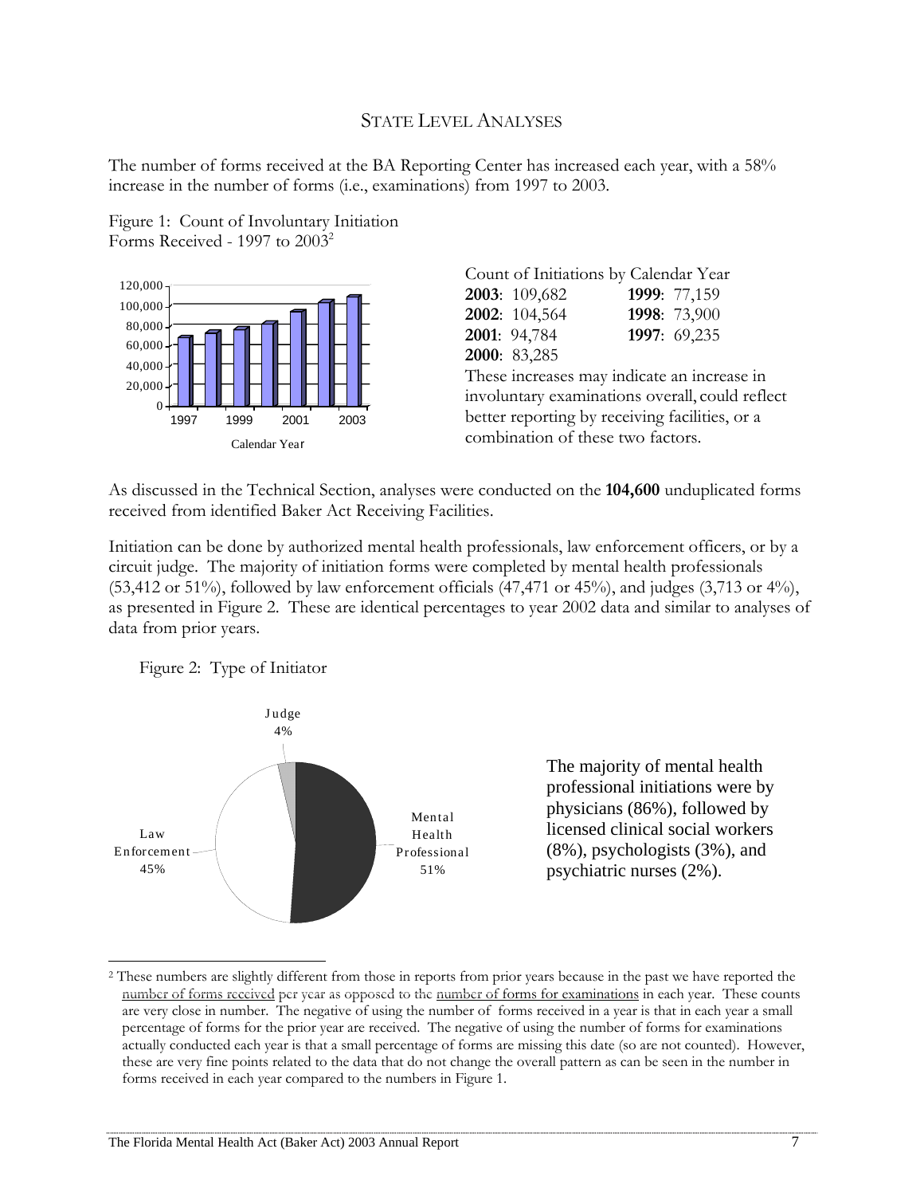## STATE LEVEL ANALYSES

The number of forms received at the BA Reporting Center has increased each year, with a 58% increase in the number of forms (i.e., examinations) from 1997 to 2003.

Figure 1: Count of Involuntary Initiation Forms Received - 1997 to 2003[2]

Count of Initiations by Calendar Year

| | | | |
|---|---|---|---|
| **2003**: | 109,682 | **1999**: | 77,159 |
| **2002**: | 104,564 | **1998**: | 73,900 |
| **2001**: | 94,784 | **1997**: | 69,235 |
| **2000**: | 83,285 | | |

These increases may indicate an increase in involuntary examinations overall, could reflect better reporting by receiving facilities, or a combination of these two factors.

As discussed in the Technical Section, analyses were conducted on the **104,600** unduplicated forms received from identified Baker Act Receiving Facilities.

Initiation can be done by authorized mental health professionals, law enforcement officers, or by a circuit judge. The majority of initiation forms were completed by mental health professionals (53,412 or 51%), followed by law enforcement officials (47,471 or 45%), and judges (3,713 or 4%), as presented in Figure 2. These are identical percentages to year 2002 data and similar to analyses of data from prior years.

Figure 2: Type of Initiator

The majority of mental health professional initiations were by physicians (86%), followed by licensed clinical social workers (8%), psychologists (3%), and psychiatric nurses (2%).

---

[2] These numbers are slightly different from those in reports from prior years because in the past we have reported the number of forms received per year as opposed to the number of forms for examinations in each year. These counts are very close in number. The negative of using the number of forms received in a year is that in each year a small percentage of forms for the prior year are received. The negative of using the number of forms for examinations actually conducted each year is that a small percentage of forms are missing this date (so are not counted). However, these are very fine points related to the data that do not change the overall pattern as can be seen in the number in forms received in each year compared to the numbers in Figure 1.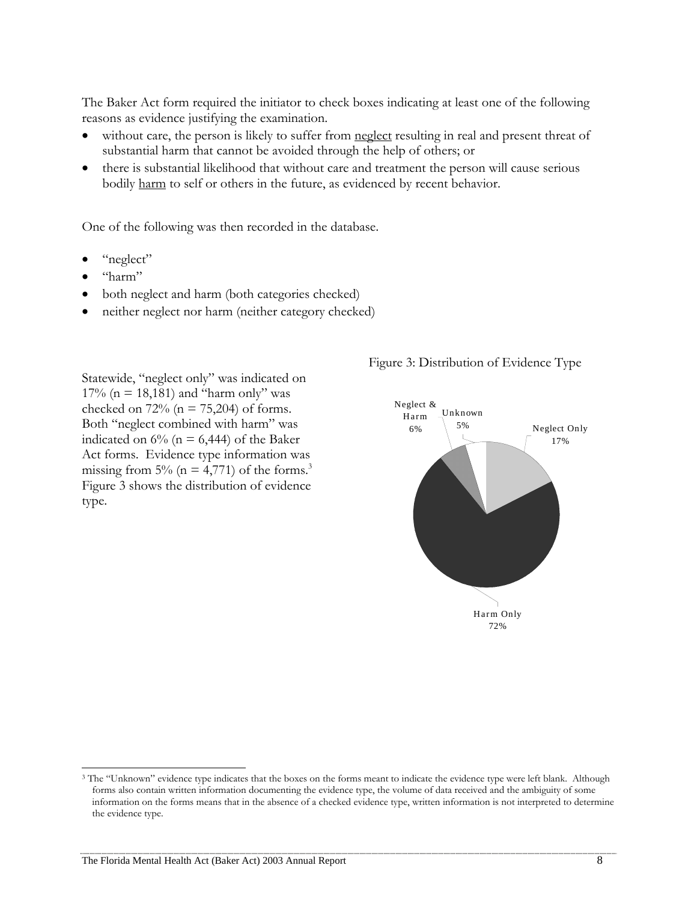The Baker Act form required the initiator to check boxes indicating at least one of the following reasons as evidence justifying the examination.

- without care, the person is likely to suffer from neglect resulting in real and present threat of substantial harm that cannot be avoided through the help of others; or
- there is substantial likelihood that without care and treatment the person will cause serious bodily harm to self or others in the future, as evidenced by recent behavior.

One of the following was then recorded in the database.

- "neglect"
- "harm"
- both neglect and harm (both categories checked)
- neither neglect nor harm (neither category checked)

Statewide, "neglect only" was indicated on 17% (n = 18,181) and "harm only" was checked on 72% (n = 75,204) of forms. Both "neglect combined with harm" was indicated on 6% (n = 6,444) of the Baker Act forms. Evidence type information was missing from 5% (n = 4,771) of the forms.[3] Figure 3 shows the distribution of evidence type.

Figure 3: Distribution of Evidence Type

| Evidence Type | Percent |
|---|---|
| Neglect Only | 17% |
| Harm Only | 72% |
| Neglect & Harm | 6% |
| Unknown | 5% |

[3] The "Unknown" evidence type indicates that the boxes on the forms meant to indicate the evidence type were left blank. Although forms also contain written information documenting the evidence type, the volume of data received and the ambiguity of some information on the forms means that in the absence of a checked evidence type, written information is not interpreted to determine the evidence type.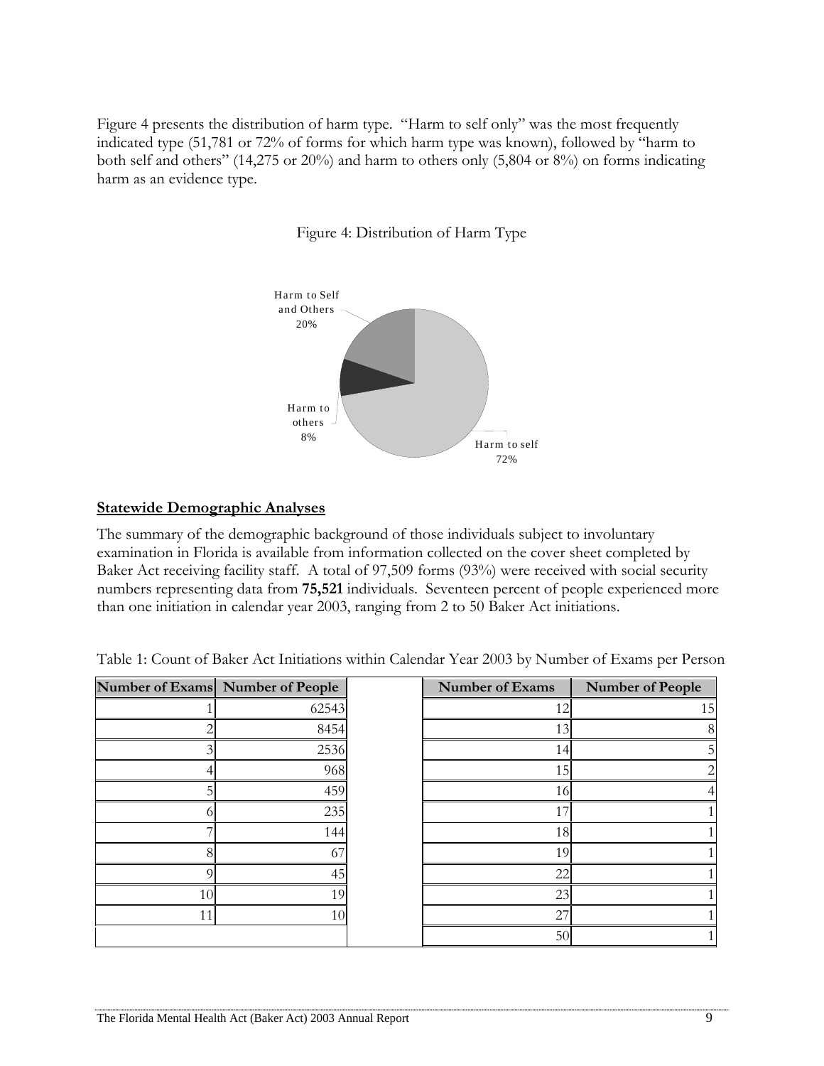Figure 4 presents the distribution of harm type. "Harm to self only" was the most frequently indicated type (51,781 or 72% of forms for which harm type was known), followed by "harm to both self and others" (14,275 or 20%) and harm to others only (5,804 or 8%) on forms indicating harm as an evidence type.

Figure 4: Distribution of Harm Type

## Statewide Demographic Analyses

The summary of the demographic background of those individuals subject to involuntary examination in Florida is available from information collected on the cover sheet completed by Baker Act receiving facility staff. A total of 97,509 forms (93%) were received with social security numbers representing data from **75,521** individuals. Seventeen percent of people experienced more than one initiation in calendar year 2003, ranging from 2 to 50 Baker Act initiations.

Table 1: Count of Baker Act Initiations within Calendar Year 2003 by Number of Exams per Person

| Number of Exams | Number of People | | Number of Exams | Number of People |
|---|---|---|---|---|
| 1 | 62543 | | 12 | 15 |
| 2 | 8454 | | 13 | 8 |
| 3 | 2536 | | 14 | 5 |
| 4 | 968 | | 15 | 2 |
| 5 | 459 | | 16 | 4 |
| 6 | 235 | | 17 | 1 |
| 7 | 144 | | 18 | 1 |
| 8 | 67 | | 19 | 1 |
| 9 | 45 | | 22 | 1 |
| 10 | 19 | | 23 | 1 |
| 11 | 10 | | 27 | 1 |
| | | | 50 | 1 |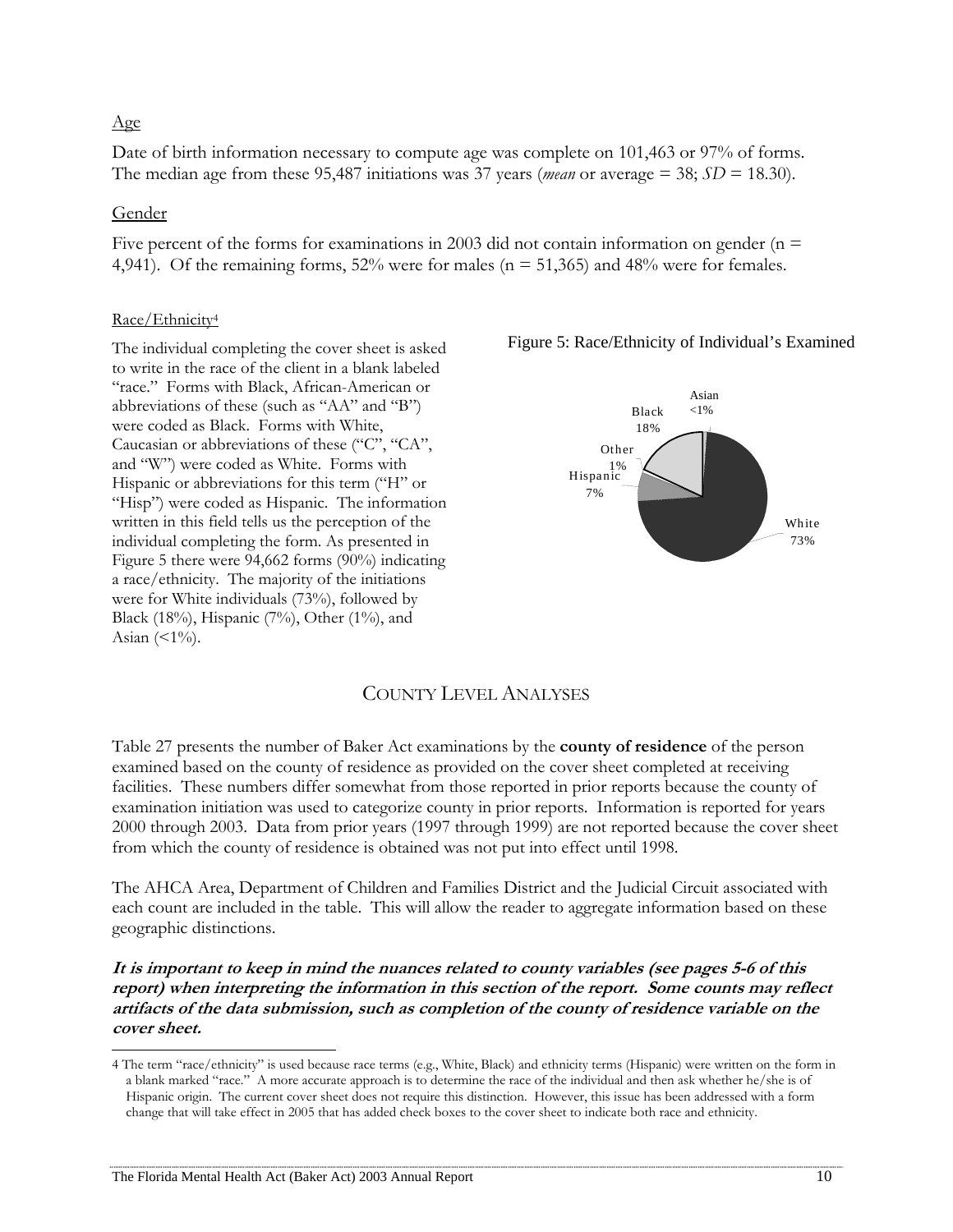## Age

Date of birth information necessary to compute age was complete on 101,463 or 97% of forms. The median age from these 95,487 initiations was 37 years (*mean* or average = 38; *SD* = 18.30).

## Gender

Five percent of the forms for examinations in 2003 did not contain information on gender (n = 4,941). Of the remaining forms, 52% were for males (n = 51,365) and 48% were for females.

### Race/Ethnicity[4]

The individual completing the cover sheet is asked to write in the race of the client in a blank labeled "race." Forms with Black, African-American or abbreviations of these (such as "AA" and "B") were coded as Black. Forms with White, Caucasian or abbreviations of these ("C", "CA", and "W") were coded as White. Forms with Hispanic or abbreviations for this term ("H" or "Hisp") were coded as Hispanic. The information written in this field tells us the perception of the individual completing the form. As presented in Figure 5 there were 94,662 forms (90%) indicating a race/ethnicity. The majority of the initiations were for White individuals (73%), followed by Black (18%), Hispanic (7%), Other (1%), and Asian (<1%).

Figure 5: Race/Ethnicity of Individual's Examined

| Race/Ethnicity | Percent |
|---|---|
| White | 73% |
| Black | 18% |
| Hispanic | 7% |
| Other | 1% |
| Asian | <1% |

# COUNTY LEVEL ANALYSES

Table 27 presents the number of Baker Act examinations by the **county of residence** of the person examined based on the county of residence as provided on the cover sheet completed at receiving facilities. These numbers differ somewhat from those reported in prior reports because the county of examination initiation was used to categorize county in prior reports. Information is reported for years 2000 through 2003. Data from prior years (1997 through 1999) are not reported because the cover sheet from which the county of residence is obtained was not put into effect until 1998.

The AHCA Area, Department of Children and Families District and the Judicial Circuit associated with each count are included in the table. This will allow the reader to aggregate information based on these geographic distinctions.

***It is important to keep in mind the nuances related to county variables (see pages 5-6 of this report) when interpreting the information in this section of the report. Some counts may reflect artifacts of the data submission, such as completion of the county of residence variable on the cover sheet.***

---

4 The term "race/ethnicity" is used because race terms (e.g., White, Black) and ethnicity terms (Hispanic) were written on the form in a blank marked "race." A more accurate approach is to determine the race of the individual and then ask whether he/she is of Hispanic origin. The current cover sheet does not require this distinction. However, this issue has been addressed with a form change that will take effect in 2005 that has added check boxes to the cover sheet to indicate both race and ethnicity.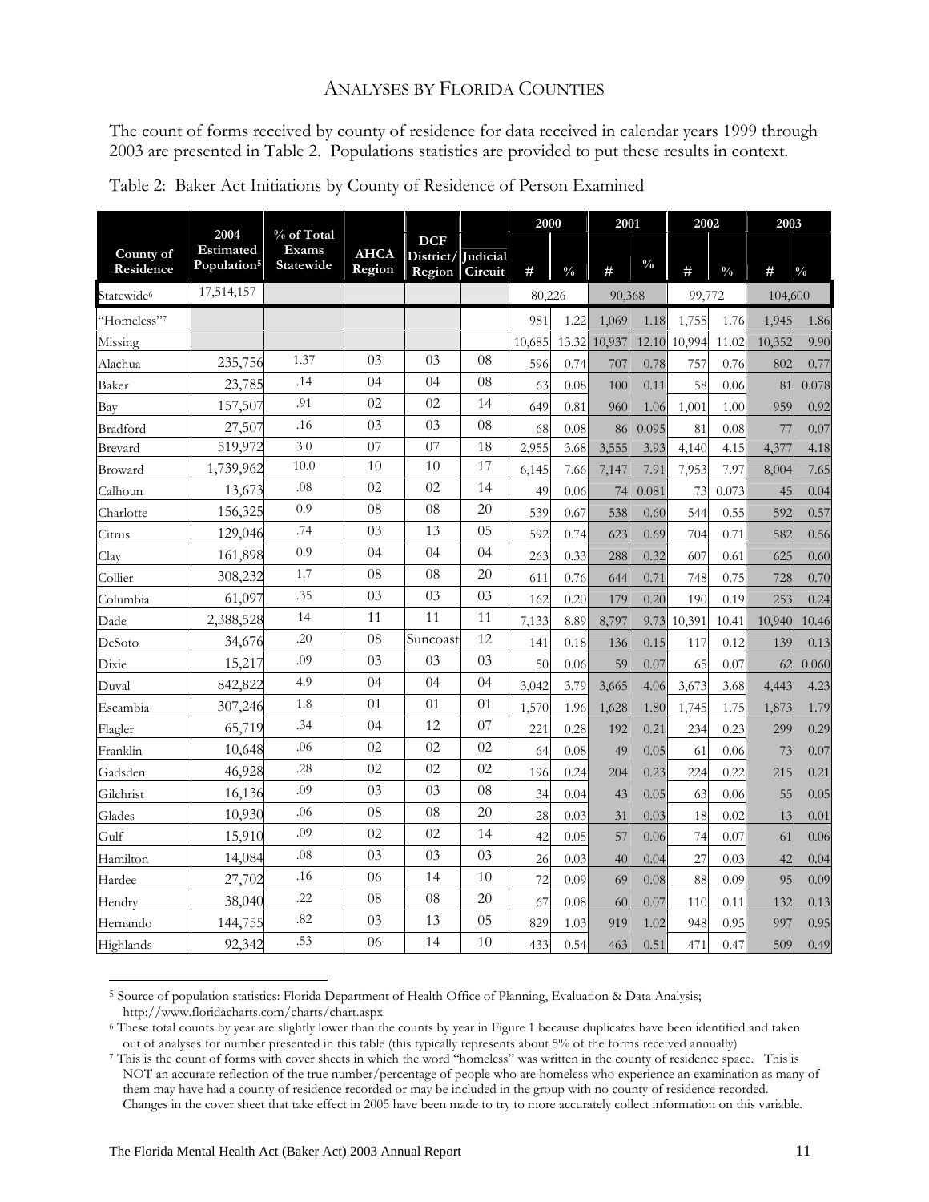## Analyses by Florida Counties

The count of forms received by county of residence for data received in calendar years 1999 through 2003 are presented in Table 2. Populations statistics are provided to put these results in context.

Table 2: Baker Act Initiations by County of Residence of Person Examined

| County of Residence | 2004 Estimated Population[5] | % of Total Exams Statewide | AHCA Region | DCF District/ Region | Judicial Circuit | 2000 | | 2001 | | 2002 | | 2003 | |
|---|---|---|---|---|---|---|---|---|---|---|---|---|---|
| | | | | | | # | % | # | % | # | % | # | % |
| Statewide[6] | 17,514,157 | | | | | 80,226 | | 90,368 | | 99,772 | | 104,600 | |
| "Homeless"[7] | | | | | | 981 | 1.22 | 1,069 | 1.18 | 1,755 | 1.76 | 1,945 | 1.86 |
| Missing | | | | | | 10,685 | 13.32 | 10,937 | 12.10 | 10,994 | 11.02 | 10,352 | 9.90 |
| Alachua | 235,756 | 1.37 | 03 | 03 | 08 | 596 | 0.74 | 707 | 0.78 | 757 | 0.76 | 802 | 0.77 |
| Baker | 23,785 | .14 | 04 | 04 | 08 | 63 | 0.08 | 100 | 0.11 | 58 | 0.06 | 81 | 0.078 |
| Bay | 157,507 | .91 | 02 | 02 | 14 | 649 | 0.81 | 960 | 1.06 | 1,001 | 1.00 | 959 | 0.92 |
| Bradford | 27,507 | .16 | 03 | 03 | 08 | 68 | 0.08 | 86 | 0.095 | 81 | 0.08 | 77 | 0.07 |
| Brevard | 519,972 | 3.0 | 07 | 07 | 18 | 2,955 | 3.68 | 3,555 | 3.93 | 4,140 | 4.15 | 4,377 | 4.18 |
| Broward | 1,739,962 | 10.0 | 10 | 10 | 17 | 6,145 | 7.66 | 7,147 | 7.91 | 7,953 | 7.97 | 8,004 | 7.65 |
| Calhoun | 13,673 | .08 | 02 | 02 | 14 | 49 | 0.06 | 74 | 0.081 | 73 | 0.073 | 45 | 0.04 |
| Charlotte | 156,325 | 0.9 | 08 | 08 | 20 | 539 | 0.67 | 538 | 0.60 | 544 | 0.55 | 592 | 0.57 |
| Citrus | 129,046 | .74 | 03 | 13 | 05 | 592 | 0.74 | 623 | 0.69 | 704 | 0.71 | 582 | 0.56 |
| Clay | 161,898 | 0.9 | 04 | 04 | 04 | 263 | 0.33 | 288 | 0.32 | 607 | 0.61 | 625 | 0.60 |
| Collier | 308,232 | 1.7 | 08 | 08 | 20 | 611 | 0.76 | 644 | 0.71 | 748 | 0.75 | 728 | 0.70 |
| Columbia | 61,097 | .35 | 03 | 03 | 03 | 162 | 0.20 | 179 | 0.20 | 190 | 0.19 | 253 | 0.24 |
| Dade | 2,388,528 | 14 | 11 | 11 | 11 | 7,133 | 8.89 | 8,797 | 9.73 | 10,391 | 10.41 | 10,940 | 10.46 |
| DeSoto | 34,676 | .20 | 08 | Suncoast | 12 | 141 | 0.18 | 136 | 0.15 | 117 | 0.12 | 139 | 0.13 |
| Dixie | 15,217 | .09 | 03 | 03 | 03 | 50 | 0.06 | 59 | 0.07 | 65 | 0.07 | 62 | 0.060 |
| Duval | 842,822 | 4.9 | 04 | 04 | 04 | 3,042 | 3.79 | 3,665 | 4.06 | 3,673 | 3.68 | 4,443 | 4.23 |
| Escambia | 307,246 | 1.8 | 01 | 01 | 01 | 1,570 | 1.96 | 1,628 | 1.80 | 1,745 | 1.75 | 1,873 | 1.79 |
| Flagler | 65,719 | .34 | 04 | 12 | 07 | 221 | 0.28 | 192 | 0.21 | 234 | 0.23 | 299 | 0.29 |
| Franklin | 10,648 | .06 | 02 | 02 | 02 | 64 | 0.08 | 49 | 0.05 | 61 | 0.06 | 73 | 0.07 |
| Gadsden | 46,928 | .28 | 02 | 02 | 02 | 196 | 0.24 | 204 | 0.23 | 224 | 0.22 | 215 | 0.21 |
| Gilchrist | 16,136 | .09 | 03 | 03 | 08 | 34 | 0.04 | 43 | 0.05 | 63 | 0.06 | 55 | 0.05 |
| Glades | 10,930 | .06 | 08 | 08 | 20 | 28 | 0.03 | 31 | 0.03 | 18 | 0.02 | 13 | 0.01 |
| Gulf | 15,910 | .09 | 02 | 02 | 14 | 42 | 0.05 | 57 | 0.06 | 74 | 0.07 | 61 | 0.06 |
| Hamilton | 14,084 | .08 | 03 | 03 | 03 | 26 | 0.03 | 40 | 0.04 | 27 | 0.03 | 42 | 0.04 |
| Hardee | 27,702 | .16 | 06 | 14 | 10 | 72 | 0.09 | 69 | 0.08 | 88 | 0.09 | 95 | 0.09 |
| Hendry | 38,040 | .22 | 08 | 08 | 20 | 67 | 0.08 | 60 | 0.07 | 110 | 0.11 | 132 | 0.13 |
| Hernando | 144,755 | .82 | 03 | 13 | 05 | 829 | 1.03 | 919 | 1.02 | 948 | 0.95 | 997 | 0.95 |
| Highlands | 92,342 | .53 | 06 | 14 | 10 | 433 | 0.54 | 463 | 0.51 | 471 | 0.47 | 509 | 0.49 |

[5] Source of population statistics: Florida Department of Health Office of Planning, Evaluation & Data Analysis; http://www.floridacharts.com/charts/chart.aspx

[6] These total counts by year are slightly lower than the counts by year in Figure 1 because duplicates have been identified and taken out of analyses for number presented in this table (this typically represents about 5% of the forms received annually)

[7] This is the count of forms with cover sheets in which the word "homeless" was written in the county of residence space. This is NOT an accurate reflection of the true number/percentage of people who are homeless who experience an examination as many of them may have had a county of residence recorded or may be included in the group with no county of residence recorded. Changes in the cover sheet that take effect in 2005 have been made to try to more accurately collect information on this variable.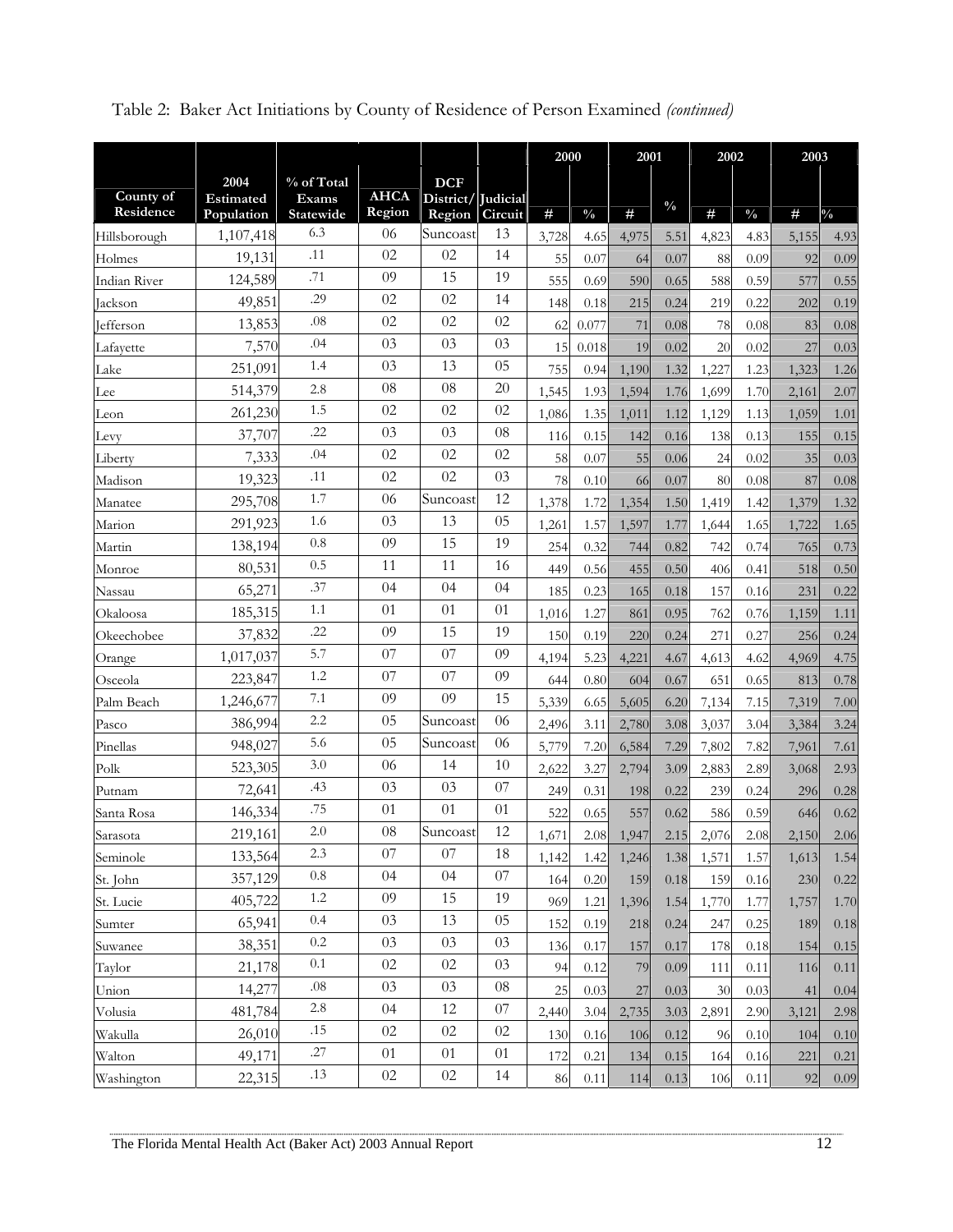Table 2: Baker Act Initiations by County of Residence of Person Examined *(continued)*

| County of Residence | 2004 Estimated Population | % of Total Exams Statewide | AHCA Region | DCF District/ Region | Judicial Circuit | 2000 # | 2000 % | 2001 # | 2001 % | 2002 # | 2002 % | 2003 # | 2003 % |
|---|---|---|---|---|---|---|---|---|---|---|---|---|---|
| Hillsborough | 1,107,418 | 6.3 | 06 | Suncoast | 13 | 3,728 | 4.65 | 4,975 | 5.51 | 4,823 | 4.83 | 5,155 | 4.93 |
| Holmes | 19,131 | .11 | 02 | 02 | 14 | 55 | 0.07 | 64 | 0.07 | 88 | 0.09 | 92 | 0.09 |
| Indian River | 124,589 | .71 | 09 | 15 | 19 | 555 | 0.69 | 590 | 0.65 | 588 | 0.59 | 577 | 0.55 |
| Jackson | 49,851 | .29 | 02 | 02 | 14 | 148 | 0.18 | 215 | 0.24 | 219 | 0.22 | 202 | 0.19 |
| Jefferson | 13,853 | .08 | 02 | 02 | 02 | 62 | 0.077 | 71 | 0.08 | 78 | 0.08 | 83 | 0.08 |
| Lafayette | 7,570 | .04 | 03 | 03 | 03 | 15 | 0.018 | 19 | 0.02 | 20 | 0.02 | 27 | 0.03 |
| Lake | 251,091 | 1.4 | 03 | 13 | 05 | 755 | 0.94 | 1,190 | 1.32 | 1,227 | 1.23 | 1,323 | 1.26 |
| Lee | 514,379 | 2.8 | 08 | 08 | 20 | 1,545 | 1.93 | 1,594 | 1.76 | 1,699 | 1.70 | 2,161 | 2.07 |
| Leon | 261,230 | 1.5 | 02 | 02 | 02 | 1,086 | 1.35 | 1,011 | 1.12 | 1,129 | 1.13 | 1,059 | 1.01 |
| Levy | 37,707 | .22 | 03 | 03 | 08 | 116 | 0.15 | 142 | 0.16 | 138 | 0.13 | 155 | 0.15 |
| Liberty | 7,333 | .04 | 02 | 02 | 02 | 58 | 0.07 | 55 | 0.06 | 24 | 0.02 | 35 | 0.03 |
| Madison | 19,323 | .11 | 02 | 02 | 03 | 78 | 0.10 | 66 | 0.07 | 80 | 0.08 | 87 | 0.08 |
| Manatee | 295,708 | 1.7 | 06 | Suncoast | 12 | 1,378 | 1.72 | 1,354 | 1.50 | 1,419 | 1.42 | 1,379 | 1.32 |
| Marion | 291,923 | 1.6 | 03 | 13 | 05 | 1,261 | 1.57 | 1,597 | 1.77 | 1,644 | 1.65 | 1,722 | 1.65 |
| Martin | 138,194 | 0.8 | 09 | 15 | 19 | 254 | 0.32 | 744 | 0.82 | 742 | 0.74 | 765 | 0.73 |
| Monroe | 80,531 | 0.5 | 11 | 11 | 16 | 449 | 0.56 | 455 | 0.50 | 406 | 0.41 | 518 | 0.50 |
| Nassau | 65,271 | .37 | 04 | 04 | 04 | 185 | 0.23 | 165 | 0.18 | 157 | 0.16 | 231 | 0.22 |
| Okaloosa | 185,315 | 1.1 | 01 | 01 | 01 | 1,016 | 1.27 | 861 | 0.95 | 762 | 0.76 | 1,159 | 1.11 |
| Okeechobee | 37,832 | .22 | 09 | 15 | 19 | 150 | 0.19 | 220 | 0.24 | 271 | 0.27 | 256 | 0.24 |
| Orange | 1,017,037 | 5.7 | 07 | 07 | 09 | 4,194 | 5.23 | 4,221 | 4.67 | 4,613 | 4.62 | 4,969 | 4.75 |
| Osceola | 223,847 | 1.2 | 07 | 07 | 09 | 644 | 0.80 | 604 | 0.67 | 651 | 0.65 | 813 | 0.78 |
| Palm Beach | 1,246,677 | 7.1 | 09 | 09 | 15 | 5,339 | 6.65 | 5,605 | 6.20 | 7,134 | 7.15 | 7,319 | 7.00 |
| Pasco | 386,994 | 2.2 | 05 | Suncoast | 06 | 2,496 | 3.11 | 2,780 | 3.08 | 3,037 | 3.04 | 3,384 | 3.24 |
| Pinellas | 948,027 | 5.6 | 05 | Suncoast | 06 | 5,779 | 7.20 | 6,584 | 7.29 | 7,802 | 7.82 | 7,961 | 7.61 |
| Polk | 523,305 | 3.0 | 06 | 14 | 10 | 2,622 | 3.27 | 2,794 | 3.09 | 2,883 | 2.89 | 3,068 | 2.93 |
| Putnam | 72,641 | .43 | 03 | 03 | 07 | 249 | 0.31 | 198 | 0.22 | 239 | 0.24 | 296 | 0.28 |
| Santa Rosa | 146,334 | .75 | 01 | 01 | 01 | 522 | 0.65 | 557 | 0.62 | 586 | 0.59 | 646 | 0.62 |
| Sarasota | 219,161 | 2.0 | 08 | Suncoast | 12 | 1,671 | 2.08 | 1,947 | 2.15 | 2,076 | 2.08 | 2,150 | 2.06 |
| Seminole | 133,564 | 2.3 | 07 | 07 | 18 | 1,142 | 1.42 | 1,246 | 1.38 | 1,571 | 1.57 | 1,613 | 1.54 |
| St. John | 357,129 | 0.8 | 04 | 04 | 07 | 164 | 0.20 | 159 | 0.18 | 159 | 0.16 | 230 | 0.22 |
| St. Lucie | 405,722 | 1.2 | 09 | 15 | 19 | 969 | 1.21 | 1,396 | 1.54 | 1,770 | 1.77 | 1,757 | 1.70 |
| Sumter | 65,941 | 0.4 | 03 | 13 | 05 | 152 | 0.19 | 218 | 0.24 | 247 | 0.25 | 189 | 0.18 |
| Suwanee | 38,351 | 0.2 | 03 | 03 | 03 | 136 | 0.17 | 157 | 0.17 | 178 | 0.18 | 154 | 0.15 |
| Taylor | 21,178 | 0.1 | 02 | 02 | 03 | 94 | 0.12 | 79 | 0.09 | 111 | 0.11 | 116 | 0.11 |
| Union | 14,277 | .08 | 03 | 03 | 08 | 25 | 0.03 | 27 | 0.03 | 30 | 0.03 | 41 | 0.04 |
| Volusia | 481,784 | 2.8 | 04 | 12 | 07 | 2,440 | 3.04 | 2,735 | 3.03 | 2,891 | 2.90 | 3,121 | 2.98 |
| Wakulla | 26,010 | .15 | 02 | 02 | 02 | 130 | 0.16 | 106 | 0.12 | 96 | 0.10 | 104 | 0.10 |
| Walton | 49,171 | .27 | 01 | 01 | 01 | 172 | 0.21 | 134 | 0.15 | 164 | 0.16 | 221 | 0.21 |
| Washington | 22,315 | .13 | 02 | 02 | 14 | 86 | 0.11 | 114 | 0.13 | 106 | 0.11 | 92 | 0.09 |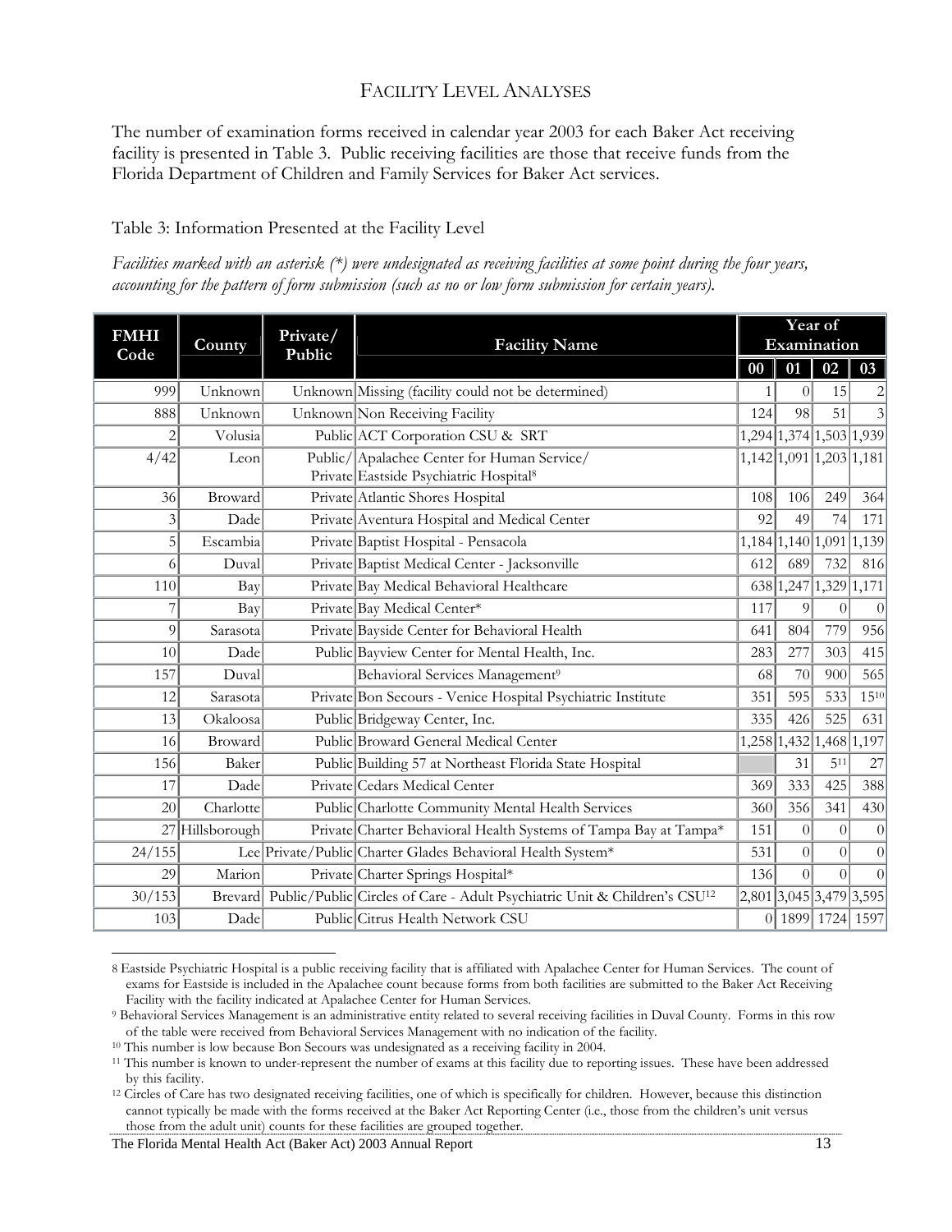## Facility Level Analyses

The number of examination forms received in calendar year 2003 for each Baker Act receiving facility is presented in Table 3. Public receiving facilities are those that receive funds from the Florida Department of Children and Family Services for Baker Act services.

Table 3: Information Presented at the Facility Level

*Facilities marked with an asterisk (*) were undesignated as receiving facilities at some point during the four years, accounting for the pattern of form submission (such as no or low form submission for certain years).*

| FMHI Code | County | Private/ Public | Facility Name | Year of Examination | | | |
|---|---|---|---|---|---|---|---|
| | | | | 00 | 01 | 02 | 03 |
| 999 | Unknown | Unknown | Missing (facility could not be determined) | 1 | 0 | 15 | 2 |
| 888 | Unknown | Unknown | Non Receiving Facility | 124 | 98 | 51 | 3 |
| 2 | Volusia | Public | ACT Corporation CSU & SRT | 1,294 | 1,374 | 1,503 | 1,939 |
| 4/42 | Leon | Public/ Private | Apalachee Center for Human Service/ Eastside Psychiatric Hospital[8] | 1,142 | 1,091 | 1,203 | 1,181 |
| 36 | Broward | Private | Atlantic Shores Hospital | 108 | 106 | 249 | 364 |
| 3 | Dade | Private | Aventura Hospital and Medical Center | 92 | 49 | 74 | 171 |
| 5 | Escambia | Private | Baptist Hospital - Pensacola | 1,184 | 1,140 | 1,091 | 1,139 |
| 6 | Duval | Private | Baptist Medical Center - Jacksonville | 612 | 689 | 732 | 816 |
| 110 | Bay | Private | Bay Medical Behavioral Healthcare | 638 | 1,247 | 1,329 | 1,171 |
| 7 | Bay | Private | Bay Medical Center* | 117 | 9 | 0 | 0 |
| 9 | Sarasota | Private | Bayside Center for Behavioral Health | 641 | 804 | 779 | 956 |
| 10 | Dade | Public | Bayview Center for Mental Health, Inc. | 283 | 277 | 303 | 415 |
| 157 | Duval | | Behavioral Services Management[9] | 68 | 70 | 900 | 565 |
| 12 | Sarasota | Private | Bon Secours - Venice Hospital Psychiatric Institute | 351 | 595 | 533 | 15[10] |
| 13 | Okaloosa | Public | Bridgeway Center, Inc. | 335 | 426 | 525 | 631 |
| 16 | Broward | Public | Broward General Medical Center | 1,258 | 1,432 | 1,468 | 1,197 |
| 156 | Baker | Public | Building 57 at Northeast Florida State Hospital | | 31 | 5[11] | 27 |
| 17 | Dade | Private | Cedars Medical Center | 369 | 333 | 425 | 388 |
| 20 | Charlotte | Public | Charlotte Community Mental Health Services | 360 | 356 | 341 | 430 |
| 27 | Hillsborough | Private | Charter Behavioral Health Systems of Tampa Bay at Tampa* | 151 | 0 | 0 | 0 |
| 24/155 | Lee | Private/Public | Charter Glades Behavioral Health System* | 531 | 0 | 0 | 0 |
| 29 | Marion | Private | Charter Springs Hospital* | 136 | 0 | 0 | 0 |
| 30/153 | Brevard | Public/Public | Circles of Care - Adult Psychiatric Unit & Children's CSU[12] | 2,801 | 3,045 | 3,479 | 3,595 |
| 103 | Dade | Public | Citrus Health Network CSU | 0 | 1899 | 1724 | 1597 |

8 Eastside Psychiatric Hospital is a public receiving facility that is affiliated with Apalachee Center for Human Services. The count of exams for Eastside is included in the Apalachee count because forms from both facilities are submitted to the Baker Act Receiving Facility with the facility indicated at Apalachee Center for Human Services.

9 Behavioral Services Management is an administrative entity related to several receiving facilities in Duval County. Forms in this row of the table were received from Behavioral Services Management with no indication of the facility.

10 This number is low because Bon Secours was undesignated as a receiving facility in 2004.

11 This number is known to under-represent the number of exams at this facility due to reporting issues. These have been addressed by this facility.

12 Circles of Care has two designated receiving facilities, one of which is specifically for children. However, because this distinction cannot typically be made with the forms received at the Baker Act Reporting Center (i.e., those from the children's unit versus those from the adult unit) counts for these facilities are grouped together.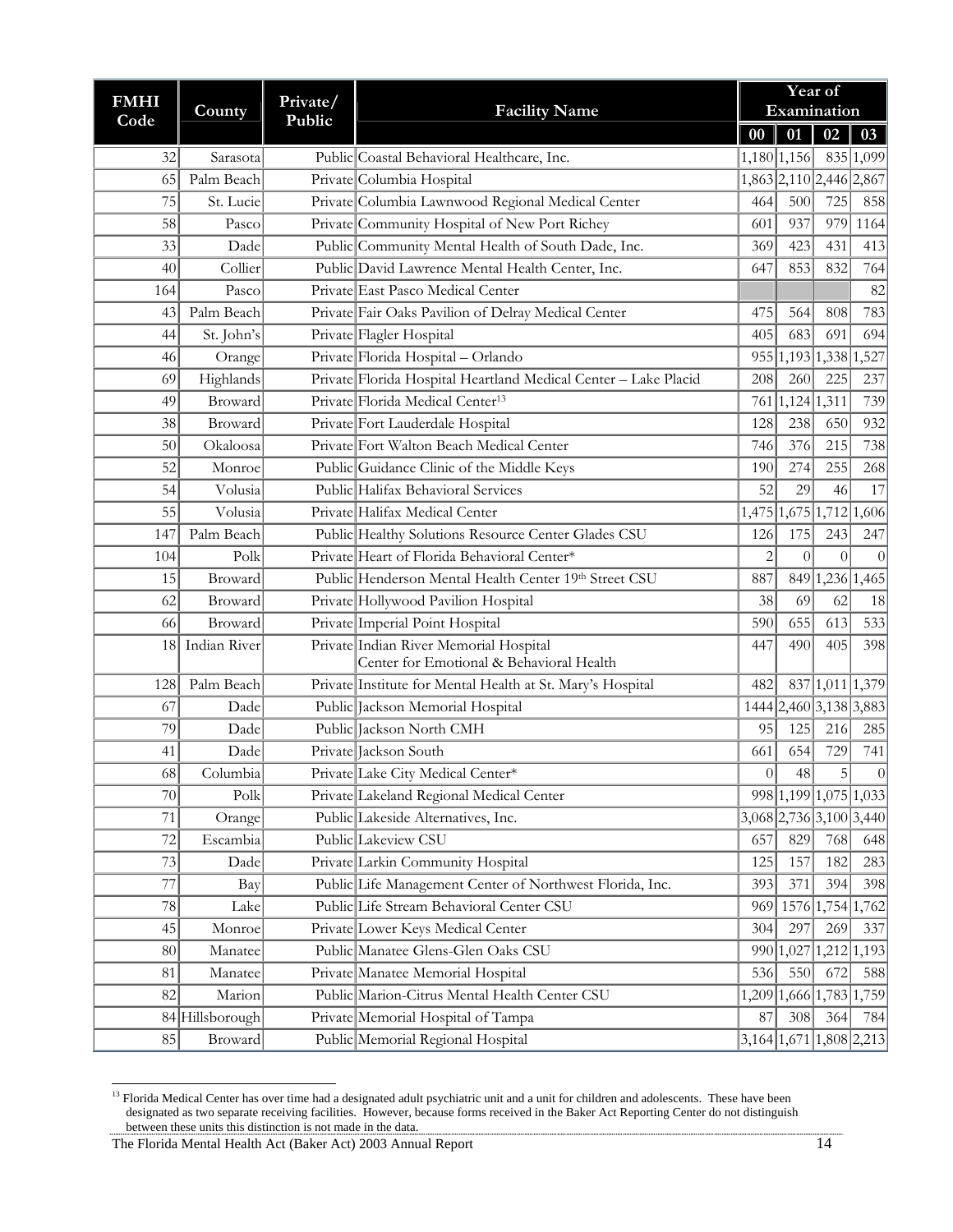| FMHI Code | County | Private/ Public | Facility Name | Year of Examination | | | |
|---|---|---|---|---|---|---|---|
| | | | | 00 | 01 | 02 | 03 |
| 32 | Sarasota | Public | Coastal Behavioral Healthcare, Inc. | 1,180 | 1,156 | 835 | 1,099 |
| 65 | Palm Beach | Private | Columbia Hospital | 1,863 | 2,110 | 2,446 | 2,867 |
| 75 | St. Lucie | Private | Columbia Lawnwood Regional Medical Center | 464 | 500 | 725 | 858 |
| 58 | Pasco | Private | Community Hospital of New Port Richey | 601 | 937 | 979 | 1164 |
| 33 | Dade | Public | Community Mental Health of South Dade, Inc. | 369 | 423 | 431 | 413 |
| 40 | Collier | Public | David Lawrence Mental Health Center, Inc. | 647 | 853 | 832 | 764 |
| 164 | Pasco | Private | East Pasco Medical Center | | | | 82 |
| 43 | Palm Beach | Private | Fair Oaks Pavilion of Delray Medical Center | 475 | 564 | 808 | 783 |
| 44 | St. John's | Private | Flagler Hospital | 405 | 683 | 691 | 694 |
| 46 | Orange | Private | Florida Hospital – Orlando | 955 | 1,193 | 1,338 | 1,527 |
| 69 | Highlands | Private | Florida Hospital Heartland Medical Center – Lake Placid | 208 | 260 | 225 | 237 |
| 49 | Broward | Private | Florida Medical Center[13] | 761 | 1,124 | 1,311 | 739 |
| 38 | Broward | Private | Fort Lauderdale Hospital | 128 | 238 | 650 | 932 |
| 50 | Okaloosa | Private | Fort Walton Beach Medical Center | 746 | 376 | 215 | 738 |
| 52 | Monroe | Public | Guidance Clinic of the Middle Keys | 190 | 274 | 255 | 268 |
| 54 | Volusia | Public | Halifax Behavioral Services | 52 | 29 | 46 | 17 |
| 55 | Volusia | Private | Halifax Medical Center | 1,475 | 1,675 | 1,712 | 1,606 |
| 147 | Palm Beach | Public | Healthy Solutions Resource Center Glades CSU | 126 | 175 | 243 | 247 |
| 104 | Polk | Private | Heart of Florida Behavioral Center* | 2 | 0 | 0 | 0 |
| 15 | Broward | Public | Henderson Mental Health Center 19th Street CSU | 887 | 849 | 1,236 | 1,465 |
| 62 | Broward | Private | Hollywood Pavilion Hospital | 38 | 69 | 62 | 18 |
| 66 | Broward | Private | Imperial Point Hospital | 590 | 655 | 613 | 533 |
| 18 | Indian River | Private | Indian River Memorial Hospital Center for Emotional & Behavioral Health | 447 | 490 | 405 | 398 |
| 128 | Palm Beach | Private | Institute for Mental Health at St. Mary's Hospital | 482 | 837 | 1,011 | 1,379 |
| 67 | Dade | Public | Jackson Memorial Hospital | 1444 | 2,460 | 3,138 | 3,883 |
| 79 | Dade | Public | Jackson North CMH | 95 | 125 | 216 | 285 |
| 41 | Dade | Private | Jackson South | 661 | 654 | 729 | 741 |
| 68 | Columbia | Private | Lake City Medical Center* | 0 | 48 | 5 | 0 |
| 70 | Polk | Private | Lakeland Regional Medical Center | 998 | 1,199 | 1,075 | 1,033 |
| 71 | Orange | Public | Lakeside Alternatives, Inc. | 3,068 | 2,736 | 3,100 | 3,440 |
| 72 | Escambia | Public | Lakeview CSU | 657 | 829 | 768 | 648 |
| 73 | Dade | Private | Larkin Community Hospital | 125 | 157 | 182 | 283 |
| 77 | Bay | Public | Life Management Center of Northwest Florida, Inc. | 393 | 371 | 394 | 398 |
| 78 | Lake | Public | Life Stream Behavioral Center CSU | 969 | 1576 | 1,754 | 1,762 |
| 45 | Monroe | Private | Lower Keys Medical Center | 304 | 297 | 269 | 337 |
| 80 | Manatee | Public | Manatee Glens-Glen Oaks CSU | 990 | 1,027 | 1,212 | 1,193 |
| 81 | Manatee | Private | Manatee Memorial Hospital | 536 | 550 | 672 | 588 |
| 82 | Marion | Public | Marion-Citrus Mental Health Center CSU | 1,209 | 1,666 | 1,783 | 1,759 |
| 84 | Hillsborough | Private | Memorial Hospital of Tampa | 87 | 308 | 364 | 784 |
| 85 | Broward | Public | Memorial Regional Hospital | 3,164 | 1,671 | 1,808 | 2,213 |

[13] Florida Medical Center has over time had a designated adult psychiatric unit and a unit for children and adolescents. These have been designated as two separate receiving facilities. However, because forms received in the Baker Act Reporting Center do not distinguish between these units this distinction is not made in the data.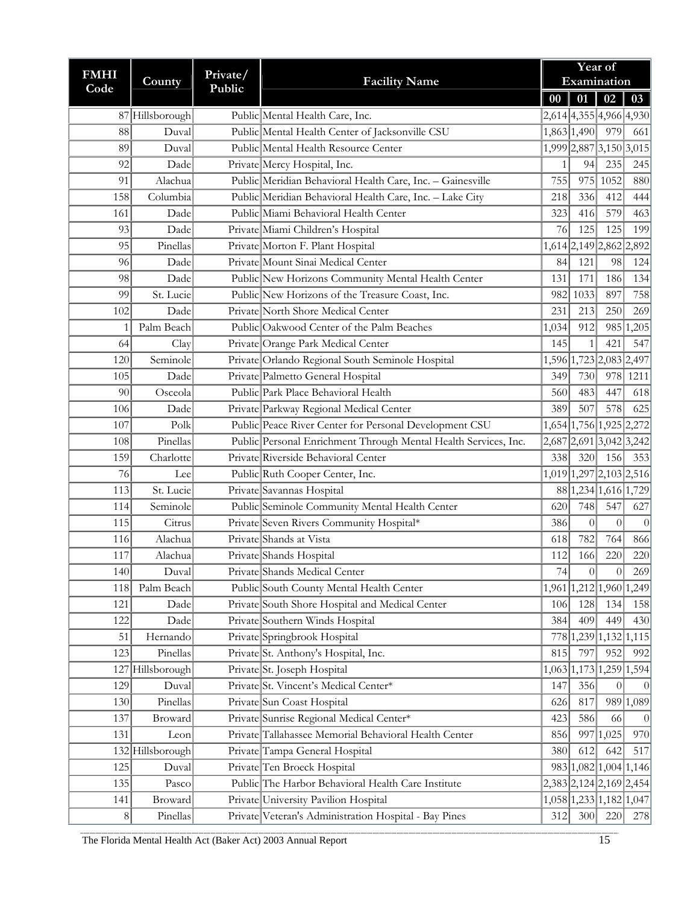| FMHI Code | County | Private/ Public | Facility Name | Year of Examination | | | |
|---|---|---|---|---|---|---|---|
| | | | | 00 | 01 | 02 | 03 |
| 87 | Hillsborough | Public | Mental Health Care, Inc. | 2,614 | 4,355 | 4,966 | 4,930 |
| 88 | Duval | Public | Mental Health Center of Jacksonville CSU | 1,863 | 1,490 | 979 | 661 |
| 89 | Duval | Public | Mental Health Resource Center | 1,999 | 2,887 | 3,150 | 3,015 |
| 92 | Dade | Private | Mercy Hospital, Inc. | 1 | 94 | 235 | 245 |
| 91 | Alachua | Public | Meridian Behavioral Health Care, Inc. – Gainesville | 755 | 975 | 1052 | 880 |
| 158 | Columbia | Public | Meridian Behavioral Health Care, Inc. – Lake City | 218 | 336 | 412 | 444 |
| 161 | Dade | Public | Miami Behavioral Health Center | 323 | 416 | 579 | 463 |
| 93 | Dade | Private | Miami Children's Hospital | 76 | 125 | 125 | 199 |
| 95 | Pinellas | Private | Morton F. Plant Hospital | 1,614 | 2,149 | 2,862 | 2,892 |
| 96 | Dade | Private | Mount Sinai Medical Center | 84 | 121 | 98 | 124 |
| 98 | Dade | Public | New Horizons Community Mental Health Center | 131 | 171 | 186 | 134 |
| 99 | St. Lucie | Public | New Horizons of the Treasure Coast, Inc. | 982 | 1033 | 897 | 758 |
| 102 | Dade | Private | North Shore Medical Center | 231 | 213 | 250 | 269 |
| 1 | Palm Beach | Public | Oakwood Center of the Palm Beaches | 1,034 | 912 | 985 | 1,205 |
| 64 | Clay | Private | Orange Park Medical Center | 145 | 1 | 421 | 547 |
| 120 | Seminole | Private | Orlando Regional South Seminole Hospital | 1,596 | 1,723 | 2,083 | 2,497 |
| 105 | Dade | Private | Palmetto General Hospital | 349 | 730 | 978 | 1211 |
| 90 | Osceola | Public | Park Place Behavioral Health | 560 | 483 | 447 | 618 |
| 106 | Dade | Private | Parkway Regional Medical Center | 389 | 507 | 578 | 625 |
| 107 | Polk | Public | Peace River Center for Personal Development CSU | 1,654 | 1,756 | 1,925 | 2,272 |
| 108 | Pinellas | Public | Personal Enrichment Through Mental Health Services, Inc. | 2,687 | 2,691 | 3,042 | 3,242 |
| 159 | Charlotte | Private | Riverside Behavioral Center | 338 | 320 | 156 | 353 |
| 76 | Lee | Public | Ruth Cooper Center, Inc. | 1,019 | 1,297 | 2,103 | 2,516 |
| 113 | St. Lucie | Private | Savannas Hospital | 88 | 1,234 | 1,616 | 1,729 |
| 114 | Seminole | Public | Seminole Community Mental Health Center | 620 | 748 | 547 | 627 |
| 115 | Citrus | Private | Seven Rivers Community Hospital* | 386 | 0 | 0 | 0 |
| 116 | Alachua | Private | Shands at Vista | 618 | 782 | 764 | 866 |
| 117 | Alachua | Private | Shands Hospital | 112 | 166 | 220 | 220 |
| 140 | Duval | Private | Shands Medical Center | 74 | 0 | 0 | 269 |
| 118 | Palm Beach | Public | South County Mental Health Center | 1,961 | 1,212 | 1,960 | 1,249 |
| 121 | Dade | Private | South Shore Hospital and Medical Center | 106 | 128 | 134 | 158 |
| 122 | Dade | Private | Southern Winds Hospital | 384 | 409 | 449 | 430 |
| 51 | Hernando | Private | Springbrook Hospital | 778 | 1,239 | 1,132 | 1,115 |
| 123 | Pinellas | Private | St. Anthony's Hospital, Inc. | 815 | 797 | 952 | 992 |
| 127 | Hillsborough | Private | St. Joseph Hospital | 1,063 | 1,173 | 1,259 | 1,594 |
| 129 | Duval | Private | St. Vincent's Medical Center* | 147 | 356 | 0 | 0 |
| 130 | Pinellas | Private | Sun Coast Hospital | 626 | 817 | 989 | 1,089 |
| 137 | Broward | Private | Sunrise Regional Medical Center* | 423 | 586 | 66 | 0 |
| 131 | Leon | Private | Tallahassee Memorial Behavioral Health Center | 856 | 997 | 1,025 | 970 |
| 132 | Hillsborough | Private | Tampa General Hospital | 380 | 612 | 642 | 517 |
| 125 | Duval | Private | Ten Broeck Hospital | 983 | 1,082 | 1,004 | 1,146 |
| 135 | Pasco | Public | The Harbor Behavioral Health Care Institute | 2,383 | 2,124 | 2,169 | 2,454 |
| 141 | Broward | Private | University Pavilion Hospital | 1,058 | 1,233 | 1,182 | 1,047 |
| 8 | Pinellas | Private | Veteran's Administration Hospital - Bay Pines | 312 | 300 | 220 | 278 |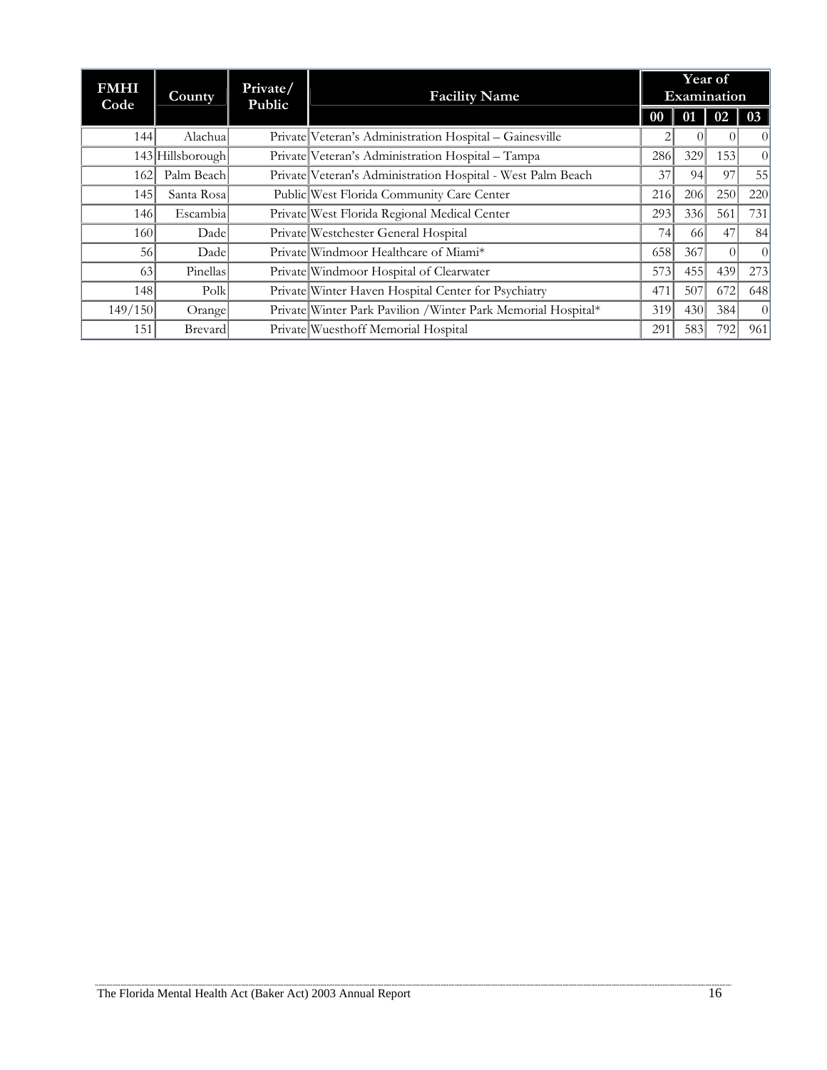| FMHI Code | County | Private/ Public | Facility Name | Year of Examination | | | |
|---|---|---|---|---|---|---|---|
| | | | | 00 | 01 | 02 | 03 |
| 144 | Alachua | Private | Veteran's Administration Hospital – Gainesville | 2 | 0 | 0 | 0 |
| 143 | Hillsborough | Private | Veteran's Administration Hospital – Tampa | 286 | 329 | 153 | 0 |
| 162 | Palm Beach | Private | Veteran's Administration Hospital - West Palm Beach | 37 | 94 | 97 | 55 |
| 145 | Santa Rosa | Public | West Florida Community Care Center | 216 | 206 | 250 | 220 |
| 146 | Escambia | Private | West Florida Regional Medical Center | 293 | 336 | 561 | 731 |
| 160 | Dade | Private | Westchester General Hospital | 74 | 66 | 47 | 84 |
| 56 | Dade | Private | Windmoor Healthcare of Miami* | 658 | 367 | 0 | 0 |
| 63 | Pinellas | Private | Windmoor Hospital of Clearwater | 573 | 455 | 439 | 273 |
| 148 | Polk | Private | Winter Haven Hospital Center for Psychiatry | 471 | 507 | 672 | 648 |
| 149/150 | Orange | Private | Winter Park Pavilion /Winter Park Memorial Hospital* | 319 | 430 | 384 | 0 |
| 151 | Brevard | Private | Wuesthoff Memorial Hospital | 291 | 583 | 792 | 961 |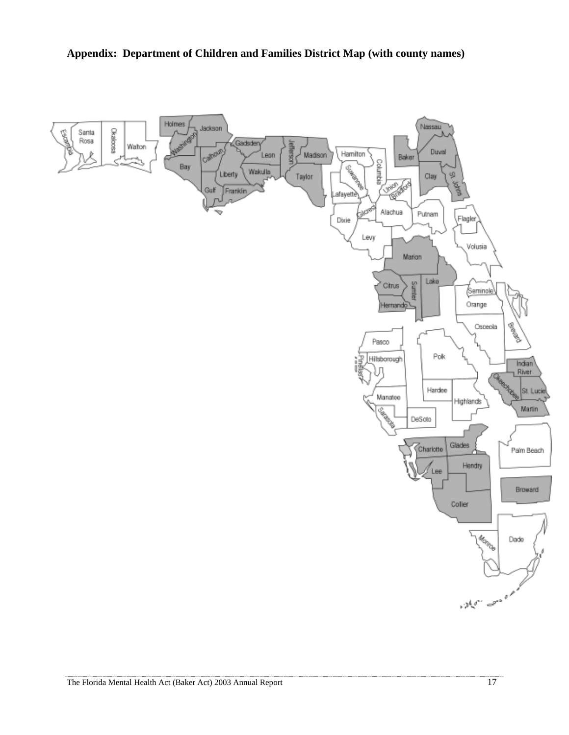## Appendix: Department of Children and Families District Map (with county names)

Escambia
Santa Rosa
Okaloosa
Walton
Holmes
Jackson
Washington
Bay
Calhoun
Gadsden
Leon
Jefferson
Madison
Liberty
Wakulla
Taylor
Gulf
Franklin
Hamilton
Suwannee
Columbia
Lafayette
Union
Bradford
Nassau
Baker
Duval
Clay
St. Johns
Dixie
Gilchrist
Alachua
Putnam
Flagler
Levy
Volusia
Marion
Citrus
Sumter
Lake
Hernando
Seminole
Orange
Osceola
Brevard
Pasco
Hillsborough
Pinellas
Polk
Indian River
Okeechobee
St. Lucie
Hardee
Manatee
Highlands
Martin
Sarasota
DeSoto
Charlotte
Glades
Palm Beach
Lee
Hendry
Broward
Collier
Monroe
Dade